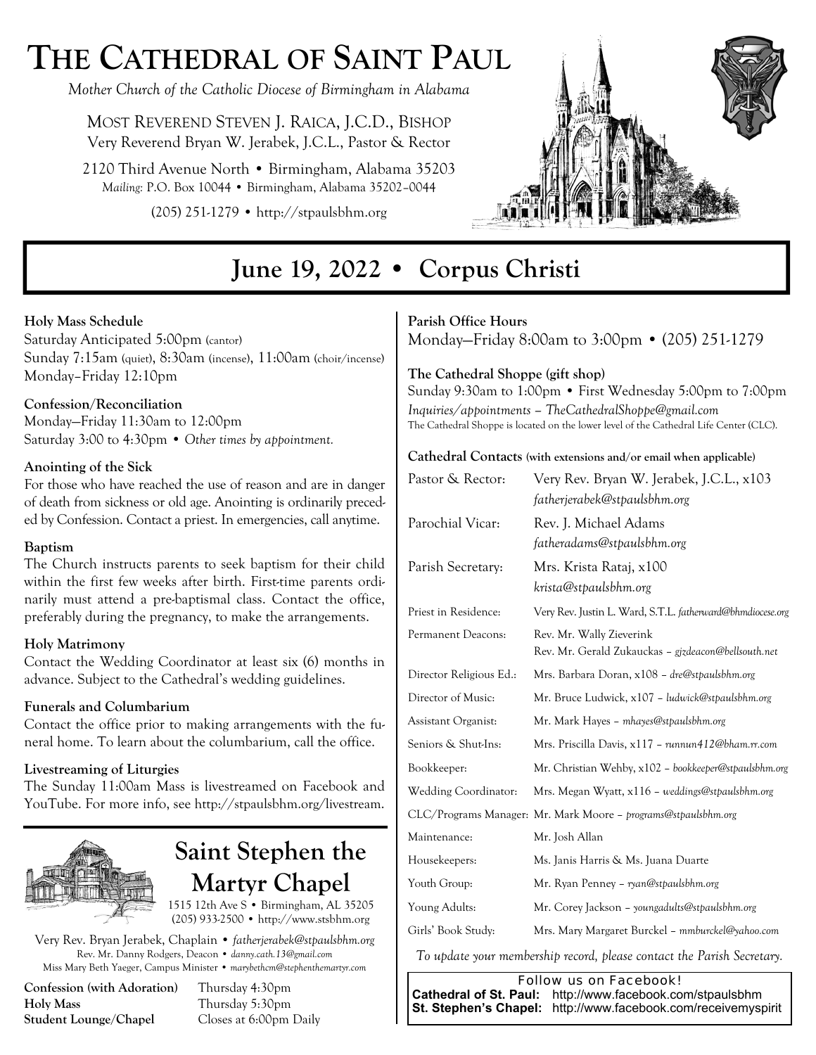# THE CATHEDRAL OF SAINT PAUL

*Mother Church of the Catholic Diocese of Birmingham in Alabama*

MOST REVEREND STEVEN J. RAICA, J.C.D., BISHOP
Very Reverend Bryan W. Jerabek, J.C.L., Pastor & Rector

2120 Third Avenue North • Birmingham, Alabama 35203
*Mailing:* P.O. Box 10044 • Birmingham, Alabama 35202–0044

(205) 251-1279 • http://stpaulsbhm.org

## June 19, 2022 • Corpus Christi

**Holy Mass Schedule**
Saturday Anticipated 5:00pm (cantor)
Sunday 7:15am (quiet), 8:30am (incense), 11:00am (choir/incense)
Monday–Friday 12:10pm

**Confession/Reconciliation**
Monday—Friday 11:30am to 12:00pm
Saturday 3:00 to 4:30pm • *Other times by appointment.*

**Anointing of the Sick**
For those who have reached the use of reason and are in danger of death from sickness or old age. Anointing is ordinarily preceded by Confession. Contact a priest. In emergencies, call anytime.

**Baptism**
The Church instructs parents to seek baptism for their child within the first few weeks after birth. First-time parents ordinarily must attend a pre-baptismal class. Contact the office, preferably during the pregnancy, to make the arrangements.

**Holy Matrimony**
Contact the Wedding Coordinator at least six (6) months in advance. Subject to the Cathedral's wedding guidelines.

**Funerals and Columbarium**
Contact the office prior to making arrangements with the funeral home. To learn about the columbarium, call the office.

**Livestreaming of Liturgies**
The Sunday 11:00am Mass is livestreamed on Facebook and YouTube. For more info, see http://stpaulsbhm.org/livestream.

## Saint Stephen the Martyr Chapel

1515 12th Ave S • Birmingham, AL 35205
(205) 933-2500 • http://www.stsbhm.org

Very Rev. Bryan Jerabek, Chaplain • *fatherjerabek@stpaulsbhm.org*
Rev. Mr. Danny Rodgers, Deacon • *danny.cath.13@gmail.com*
Miss Mary Beth Yaeger, Campus Minister • *marybethcm@stephenthemartyr.com*

**Confession (with Adoration)** Thursday 4:30pm
**Holy Mass** Thursday 5:30pm
**Student Lounge/Chapel** Closes at 6:00pm Daily

**Parish Office Hours**
Monday—Friday 8:00am to 3:00pm • (205) 251-1279

**The Cathedral Shoppe (gift shop)**
Sunday 9:30am to 1:00pm • First Wednesday 5:00pm to 7:00pm
*Inquiries/appointments – TheCathedralShoppe@gmail.com*
The Cathedral Shoppe is located on the lower level of the Cathedral Life Center (CLC).

**Cathedral Contacts** (with extensions and/or email when applicable)

| | |
|---|---|
| Pastor & Rector: | Very Rev. Bryan W. Jerabek, J.C.L., x103 *fatherjerabek@stpaulsbhm.org* |
| Parochial Vicar: | Rev. J. Michael Adams *fatheradams@stpaulsbhm.org* |
| Parish Secretary: | Mrs. Krista Rataj, x100 *krista@stpaulsbhm.org* |
| Priest in Residence: | Very Rev. Justin L. Ward, S.T.L. *fatherward@bhmdiocese.org* |
| Permanent Deacons: | Rev. Mr. Wally Zieverink<br>Rev. Mr. Gerald Zukauckas – *gjzdeacon@bellsouth.net* |
| Director Religious Ed.: | Mrs. Barbara Doran, x108 – *dre@stpaulsbhm.org* |
| Director of Music: | Mr. Bruce Ludwick, x107 – *ludwick@stpaulsbhm.org* |
| Assistant Organist: | Mr. Mark Hayes – *mhayes@stpaulsbhm.org* |
| Seniors & Shut-Ins: | Mrs. Priscilla Davis, x117 – *runnun412@bham.rr.com* |
| Bookkeeper: | Mr. Christian Wehby, x102 – *bookkeeper@stpaulsbhm.org* |
| Wedding Coordinator: | Mrs. Megan Wyatt, x116 – *weddings@stpaulsbhm.org* |
| CLC/Programs Manager: | Mr. Mark Moore – *programs@stpaulsbhm.org* |
| Maintenance: | Mr. Josh Allan |
| Housekeepers: | Ms. Janis Harris & Ms. Juana Duarte |
| Youth Group: | Mr. Ryan Penney – *ryan@stpaulsbhm.org* |
| Young Adults: | Mr. Corey Jackson – *youngadults@stpaulsbhm.org* |
| Girls' Book Study: | Mrs. Mary Margaret Burckel – *mmburckel@yahoo.com* |

*To update your membership record, please contact the Parish Secretary.*

Follow us on Facebook!
**Cathedral of St. Paul:** http://www.facebook.com/stpaulsbhm
**St. Stephen's Chapel:** http://www.facebook.com/receivemyspirit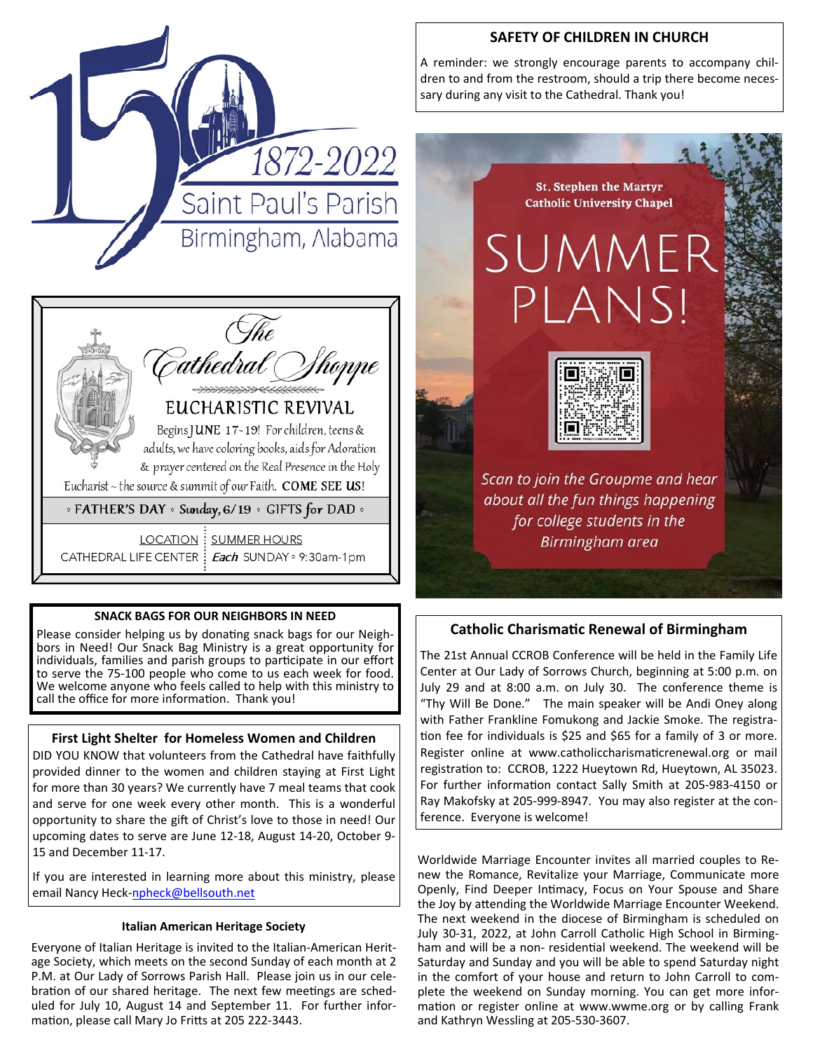1872-2022
Saint Paul's Parish
Birmingham, Alabama

## The Cathedral Shoppe

### EUCHARISTIC REVIVAL

Begins JUNE 17-19! For children, teens & adults, we have coloring books, aids for Adoration & prayer centered on the Real Presence in the Holy Eucharist ~ the source & summit of our Faith. **COME SEE US!**

◦ **FATHER'S DAY** ◦ Sunday, 6/19 ◦ GIFTS for DAD ◦

LOCATION: CATHEDRAL LIFE CENTER | SUMMER HOURS: *Each* SUNDAY ◦ 9:30am-1pm

### SNACK BAGS FOR OUR NEIGHBORS IN NEED

Please consider helping us by donating snack bags for our Neighbors in Need! Our Snack Bag Ministry is a great opportunity for individuals, families and parish groups to participate in our effort to serve the 75-100 people who come to us each week for food. We welcome anyone who feels called to help with this ministry to call the office for more information. Thank you!

### First Light Shelter for Homeless Women and Children

DID YOU KNOW that volunteers from the Cathedral have faithfully provided dinner to the women and children staying at First Light for more than 30 years? We currently have 7 meal teams that cook and serve for one week every other month. This is a wonderful opportunity to share the gift of Christ's love to those in need! Our upcoming dates to serve are June 12-18, August 14-20, October 9-15 and December 11-17.

If you are interested in learning more about this ministry, please email Nancy Heck-npheck@bellsouth.net

### Italian American Heritage Society

Everyone of Italian Heritage is invited to the Italian-American Heritage Society, which meets on the second Sunday of each month at 2 P.M. at Our Lady of Sorrows Parish Hall. Please join us in our celebration of our shared heritage. The next few meetings are scheduled for July 10, August 14 and September 11. For further information, please call Mary Jo Fritts at 205 222-3443.

### SAFETY OF CHILDREN IN CHURCH

A reminder: we strongly encourage parents to accompany children to and from the restroom, should a trip there become necessary during any visit to the Cathedral. Thank you!

**St. Stephen the Martyr Catholic University Chapel**

## SUMMER PLANS!

*Scan to join the Groupme and hear about all the fun things happening for college students in the Birmingham area*

### Catholic Charismatic Renewal of Birmingham

The 21st Annual CCROB Conference will be held in the Family Life Center at Our Lady of Sorrows Church, beginning at 5:00 p.m. on July 29 and at 8:00 a.m. on July 30. The conference theme is "Thy Will Be Done." The main speaker will be Andi Oney along with Father Frankline Fomukong and Jackie Smoke. The registration fee for individuals is $25 and $65 for a family of 3 or more. Register online at www.catholiccharismaticrenewal.org or mail registration to: CCROB, 1222 Hueytown Rd, Hueytown, AL 35023. For further information contact Sally Smith at 205-983-4150 or Ray Makofsky at 205-999-8947. You may also register at the conference. Everyone is welcome!

Worldwide Marriage Encounter invites all married couples to Renew the Romance, Revitalize your Marriage, Communicate more Openly, Find Deeper Intimacy, Focus on Your Spouse and Share the Joy by attending the Worldwide Marriage Encounter Weekend. The next weekend in the diocese of Birmingham is scheduled on July 30-31, 2022, at John Carroll Catholic High School in Birmingham and will be a non- residential weekend. The weekend will be Saturday and Sunday and you will be able to spend Saturday night in the comfort of your house and return to John Carroll to complete the weekend on Sunday morning. You can get more information or register online at www.wwme.org or by calling Frank and Kathryn Wessling at 205-530-3607.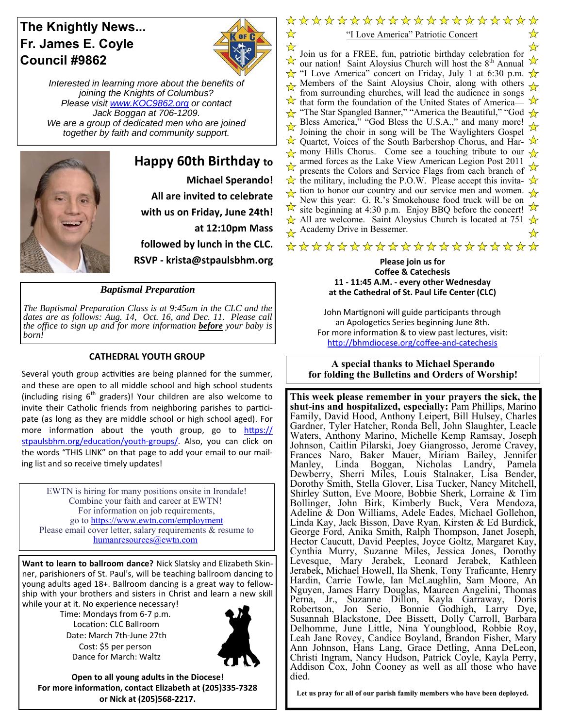## The Knightly News...
## Fr. James E. Coyle Council #9862

*Interested in learning more about the benefits of joining the Knights of Columbus? Please visit [www.KOC9862.org](www.KOC9862.org) or contact Jack Boggan at 706-1209. We are a group of dedicated men who are joined together by faith and community support.*

## Happy 60th Birthday to Michael Sperando!

**All are invited to celebrate with us on Friday, June 24th! at 12:10pm Mass followed by lunch in the CLC. RSVP - krista@stpaulsbhm.org**

### *Baptismal Preparation*

*The Baptismal Preparation Class is at 9:45am in the CLC and the dates are as follows: Aug. 14, Oct. 16, and Dec. 11. Please call the office to sign up and for more information **before** your baby is born!*

### CATHEDRAL YOUTH GROUP

Several youth group activities are being planned for the summer, and these are open to all middle school and high school students (including rising 6th graders)! Your children are also welcome to invite their Catholic friends from neighboring parishes to participate (as long as they are middle school or high school aged). For more information about the youth group, go to [https://stpaulsbhm.org/education/youth-groups/](https://stpaulsbhm.org/education/youth-groups/). Also, you can click on the words "THIS LINK" on that page to add your email to our mailing list and so receive timely updates!

EWTN is hiring for many positions onsite in Irondale!
Combine your faith and career at EWTN!
For information on job requirements,
go to [https://www.ewtn.com/employment](https://www.ewtn.com/employment)
Please email cover letter, salary requirements & resume to [humanresources@ewtn.com](mailto:humanresources@ewtn.com)

**Want to learn to ballroom dance?** Nick Slatsky and Elizabeth Skinner, parishioners of St. Paul's, will be teaching ballroom dancing to young adults aged 18+. Ballroom dancing is a great way to fellowship with your brothers and sisters in Christ and learn a new skill while your at it. No experience necessary!

Time: Mondays from 6-7 p.m.
Location: CLC Ballroom
Date: March 7th-June 27th
Cost: $5 per person
Dance for March: Waltz

**Open to all young adults in the Diocese!**
**For more information, contact Elizabeth at (205)335-7328 or Nick at (205)568-2217.**

### "I Love America" Patriotic Concert

Join us for a FREE, fun, patriotic birthday celebration for our nation! Saint Aloysius Church will host the 8th Annual "I Love America" concert on Friday, July 1 at 6:30 p.m. Members of the Saint Aloysius Choir, along with others from surrounding churches, will lead the audience in songs that form the foundation of the United States of America—"The Star Spangled Banner," "America the Beautiful," "God Bless America," "God Bless the U.S.A.," and many more! Joining the choir in song will be The Waylighters Gospel Quartet, Voices of the South Barbershop Chorus, and Harmony Hills Chorus. Come see a touching tribute to our armed forces as the Lake View American Legion Post 2011 presents the Colors and Service Flags from each branch of the military, including the P.O.W. Please accept this invitation to honor our country and our service men and women. New this year: G. R.'s Smokehouse food truck will be on site beginning at 4:30 p.m. Enjoy BBQ before the concert! All are welcome. Saint Aloysius Church is located at 751 Academy Drive in Bessemer.

**Please join us for Coffee & Catechesis**
**11 - 11:45 A.M. - every other Wednesday at the Cathedral of St. Paul Life Center (CLC)**

John Martignoni will guide participants through an Apologetics Series beginning June 8th.
For more information & to view past lectures, visit: [http://bhmdiocese.org/coffee-and-catechesis](http://bhmdiocese.org/coffee-and-catechesis)

**A special thanks to Michael Sperando for folding the Bulletins and Orders of Worship!**

**This week please remember in your prayers the sick, the shut-ins and hospitalized, especially:** Pam Phillips, Marino Family, David Hood, Anthony Leipert, Bill Hulsey, Charles Gardner, Tyler Hatcher, Ronda Bell, John Slaughter, Leacle Waters, Anthony Marino, Michelle Kemp Ramsay, Joseph Johnson, Caitlin Pilarski, Joey Giangrosso, Jerome Cravey, Frances Naro, Baker Mauer, Miriam Bailey, Jennifer Manley, Linda Boggan, Nicholas Landry, Pamela Dewberry, Sherri Miles, Louis Stalnaker, Lisa Bender, Dorothy Smith, Stella Glover, Lisa Tucker, Nancy Mitchell, Shirley Sutton, Eve Moore, Bobbie Sherk, Lorraine & Tim Bollinger, John Birk, Kimberly Buck, Vera Mendoza, Adeline & Don Williams, Adele Eades, Michael Gollehon, Linda Kay, Jack Bisson, Dave Ryan, Kirsten & Ed Burdick, George Ford, Anika Smith, Ralph Thompson, Janet Joseph, Hector Caucutt, David Peeples, Joyce Goltz, Margaret Kay, Cynthia Murry, Suzanne Miles, Jessica Jones, Dorothy Levesque, Mary Jerabek, Leonard Jerabek, Kathleen Jerabek, Michael Howell, Ila Shenk, Tony Traficante, Henry Hardin, Carrie Towle, Ian McLaughlin, Sam Moore, An Nguyen, James Harry Douglas, Maureen Angelini, Thomas Perna, Jr., Suzanne Dillon, Kayla Garraway, Doris Robertson, Jon Serio, Bonnie Godhigh, Larry Dye, Susannah Blackstone, Dee Bissett, Dolly Carroll, Barbara Delhomme, June Little, Nina Youngblood, Robbie Roy, Leah Jane Rovey, Candice Boyland, Brandon Fisher, Mary Ann Johnson, Hans Lang, Grace Detling, Anna DeLeon, Christi Ingram, Nancy Hudson, Patrick Coyle, Kayla Perry, Addison Cox, John Cooney as well as all those who have died.

**Let us pray for all of our parish family members who have been deployed.**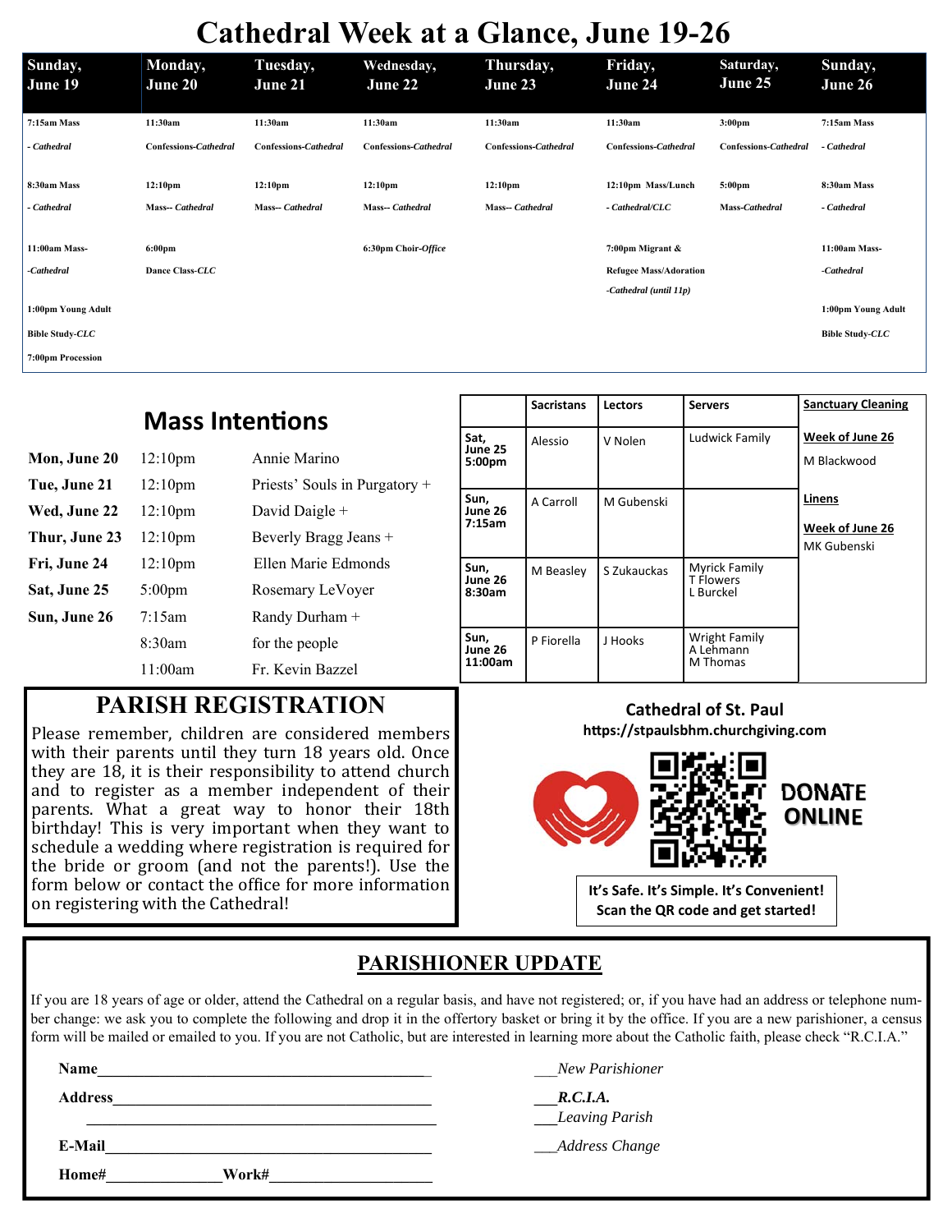# Cathedral Week at a Glance, June 19-26

| Sunday, June 19 | Monday, June 20 | Tuesday, June 21 | Wednesday, June 22 | Thursday, June 23 | Friday, June 24 | Saturday, June 25 | Sunday, June 26 |
|---|---|---|---|---|---|---|---|
| 7:15am Mass - *Cathedral* | 11:30am Confessions-*Cathedral* | 11:30am Confessions-*Cathedral* | 11:30am Confessions-*Cathedral* | 11:30am Confessions-*Cathedral* | 11:30am Confessions-*Cathedral* | 3:00pm Confessions-*Cathedral* | 7:15am Mass - *Cathedral* |
| 8:30am Mass - *Cathedral* | 12:10pm Mass-- *Cathedral* | 12:10pm Mass-- *Cathedral* | 12:10pm Mass-- *Cathedral* | 12:10pm Mass-- *Cathedral* | 12:10pm Mass/Lunch - *Cathedral/CLC* | 5:00pm Mass-*Cathedral* | 8:30am Mass - *Cathedral* |
| 11:00am Mass- -*Cathedral* | 6:00pm Dance Class-*CLC* | | 6:30pm Choir-*Office* | | 7:00pm Migrant & Refugee Mass/Adoration -*Cathedral (until 11p)* | | 11:00am Mass- -*Cathedral* |
| 1:00pm Young Adult Bible Study-*CLC* | | | | | | | 1:00pm Young Adult Bible Study-*CLC* |
| 7:00pm Procession | | | | | | | |

## Mass Intentions

| | | |
|---|---|---|
| **Mon, June 20** | 12:10pm | Annie Marino |
| **Tue, June 21** | 12:10pm | Priests' Souls in Purgatory + |
| **Wed, June 22** | 12:10pm | David Daigle + |
| **Thur, June 23** | 12:10pm | Beverly Bragg Jeans + |
| **Fri, June 24** | 12:10pm | Ellen Marie Edmonds |
| **Sat, June 25** | 5:00pm | Rosemary LeVoyer |
| **Sun, June 26** | 7:15am | Randy Durham + |
| | 8:30am | for the people |
| | 11:00am | Fr. Kevin Bazzel |

| | Sacristans | Lectors | Servers |
|---|---|---|---|
| **Sat, June 25 5:00pm** | Alessio | V Nolen | Ludwick Family |
| **Sun, June 26 7:15am** | A Carroll | M Gubenski | |
| **Sun, June 26 8:30am** | M Beasley | S Zukauckas | Myrick Family, T Flowers, L Burckel |
| **Sun, June 26 11:00am** | P Fiorella | J Hooks | Wright Family, A Lehmann, M Thomas |

**Sanctuary Cleaning**

**Week of June 26**

M Blackwood

**Linens**

**Week of June 26**

MK Gubenski

## PARISH REGISTRATION

Please remember, children are considered members with their parents until they turn 18 years old. Once they are 18, it is their responsibility to attend church and to register as a member independent of their parents. What a great way to honor their 18th birthday! This is very important when they want to schedule a wedding where registration is required for the bride or groom (and not the parents!). Use the form below or contact the office for more information on registering with the Cathedral!

**Cathedral of St. Paul**

**https://stpaulsbhm.churchgiving.com**

DONATE ONLINE

**It's Safe. It's Simple. It's Convenient! Scan the QR code and get started!**

## PARISHIONER UPDATE

If you are 18 years of age or older, attend the Cathedral on a regular basis, and have not registered; or, if you have had an address or telephone number change: we ask you to complete the following and drop it in the offertory basket or bring it by the office. If you are a new parishioner, a census form will be mailed or emailed to you. If you are not Catholic, but are interested in learning more about the Catholic faith, please check "R.C.I.A."

**Name**___________________________________________

**Address**_________________________________________

___________________________________________

**E-Mail**__________________________________________

**Home#**______________ **Work#**____________________

___*New Parishioner*

___***R.C.I.A.***

___*Leaving Parish*

___*Address Change*